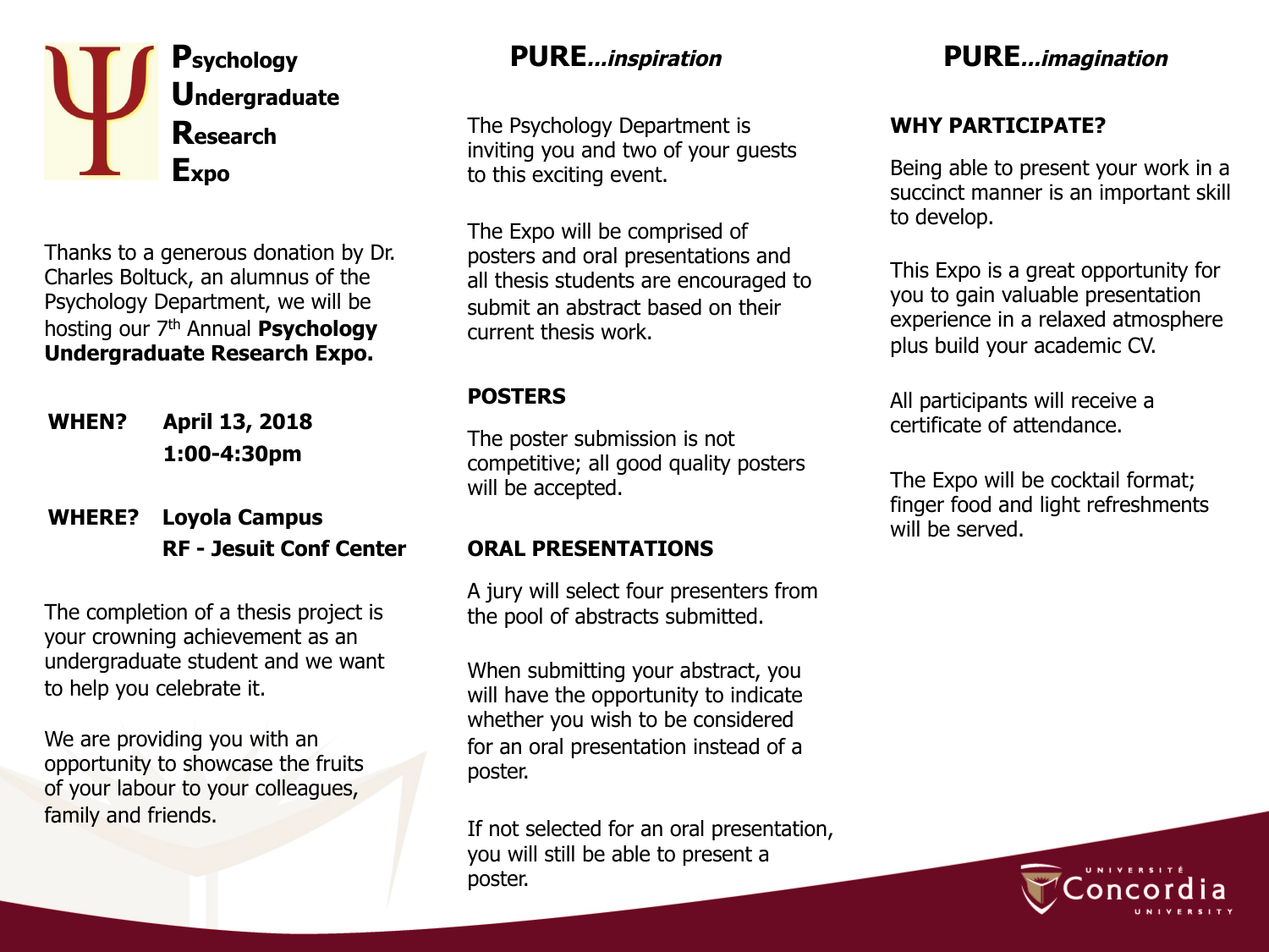# Psychology Undergraduate Research Expo

Thanks to a generous donation by Dr. Charles Boltuck, an alumnus of the Psychology Department, we will be hosting our 7th Annual **Psychology Undergraduate Research Expo.**

**WHEN?** **April 13, 2018**
**1:00-4:30pm**

**WHERE?** **Loyola Campus**
**RF - Jesuit Conf Center**

The completion of a thesis project is your crowning achievement as an undergraduate student and we want to help you celebrate it.

We are providing you with an opportunity to showcase the fruits of your labour to your colleagues, family and friends.

## PURE*...inspiration*

The Psychology Department is inviting you and two of your guests to this exciting event.

The Expo will be comprised of posters and oral presentations and all thesis students are encouraged to submit an abstract based on their current thesis work.

### POSTERS

The poster submission is not competitive; all good quality posters will be accepted.

### ORAL PRESENTATIONS

A jury will select four presenters from the pool of abstracts submitted.

When submitting your abstract, you will have the opportunity to indicate whether you wish to be considered for an oral presentation instead of a poster.

If not selected for an oral presentation, you will still be able to present a poster.

## PURE*...imagination*

### WHY PARTICIPATE?

Being able to present your work in a succinct manner is an important skill to develop.

This Expo is a great opportunity for you to gain valuable presentation experience in a relaxed atmosphere plus build your academic CV.

All participants will receive a certificate of attendance.

The Expo will be cocktail format; finger food and light refreshments will be served.

Université Concordia University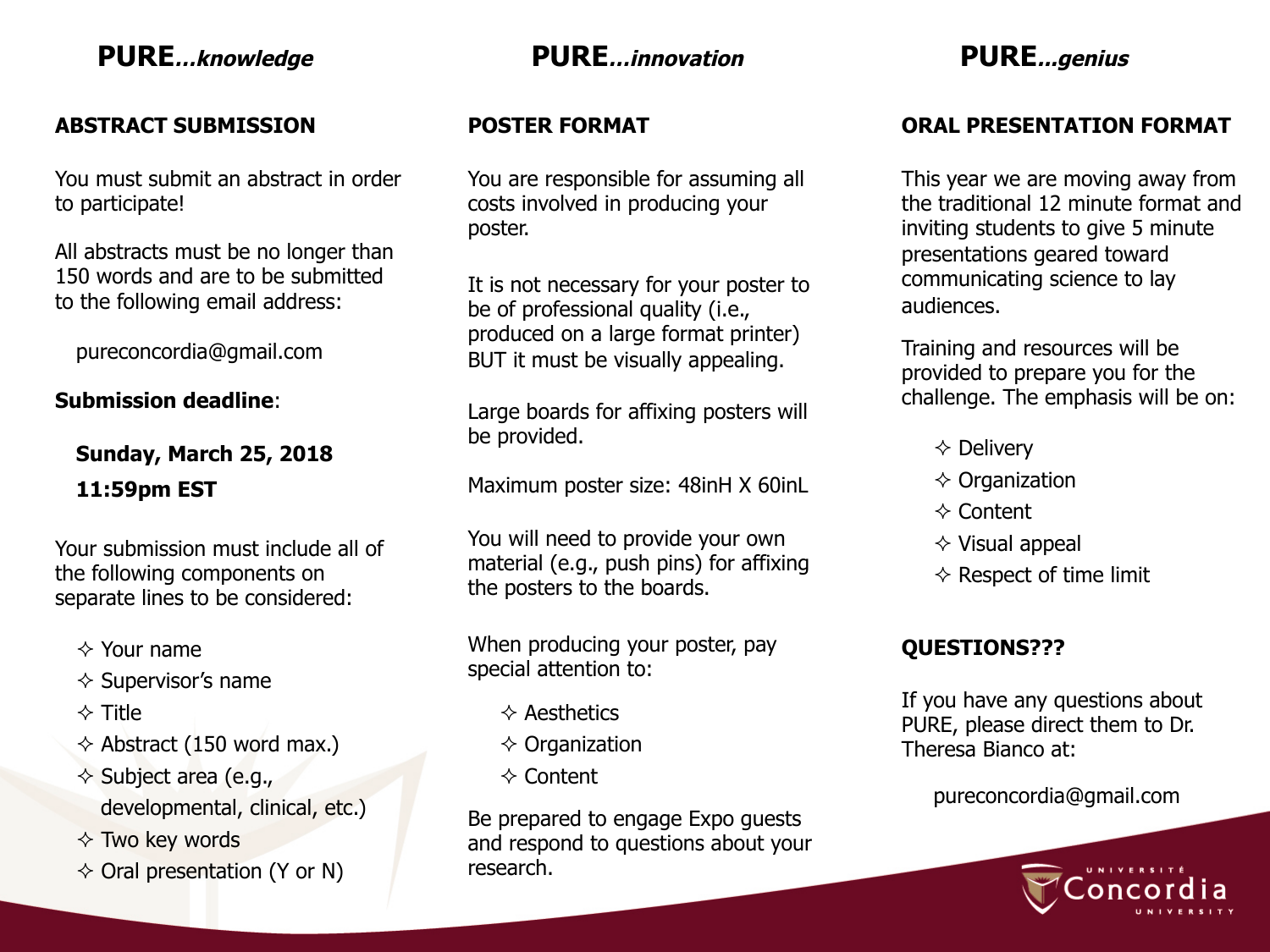## PURE*...knowledge*

### ABSTRACT SUBMISSION

You must submit an abstract in order to participate!

All abstracts must be no longer than 150 words and are to be submitted to the following email address:

pureconcordia@gmail.com

**Submission deadline**:

**Sunday, March 25, 2018**

**11:59pm EST**

Your submission must include all of the following components on separate lines to be considered:

- Your name
- Supervisor's name
- Title
- Abstract (150 word max.)
- Subject area (e.g., developmental, clinical, etc.)
- Two key words
- Oral presentation (Y or N)

## PURE*...innovation*

### POSTER FORMAT

You are responsible for assuming all costs involved in producing your poster.

It is not necessary for your poster to be of professional quality (i.e., produced on a large format printer) BUT it must be visually appealing.

Large boards for affixing posters will be provided.

Maximum poster size: 48inH X 60inL

You will need to provide your own material (e.g., push pins) for affixing the posters to the boards.

When producing your poster, pay special attention to:

- Aesthetics
- Organization
- Content

Be prepared to engage Expo guests and respond to questions about your research.

## PURE*...genius*

### ORAL PRESENTATION FORMAT

This year we are moving away from the traditional 12 minute format and inviting students to give 5 minute presentations geared toward communicating science to lay audiences.

Training and resources will be provided to prepare you for the challenge. The emphasis will be on:

- Delivery
- Organization
- Content
- Visual appeal
- Respect of time limit

### QUESTIONS???

If you have any questions about PURE, please direct them to Dr. Theresa Bianco at:

pureconcordia@gmail.com

Université Concordia University